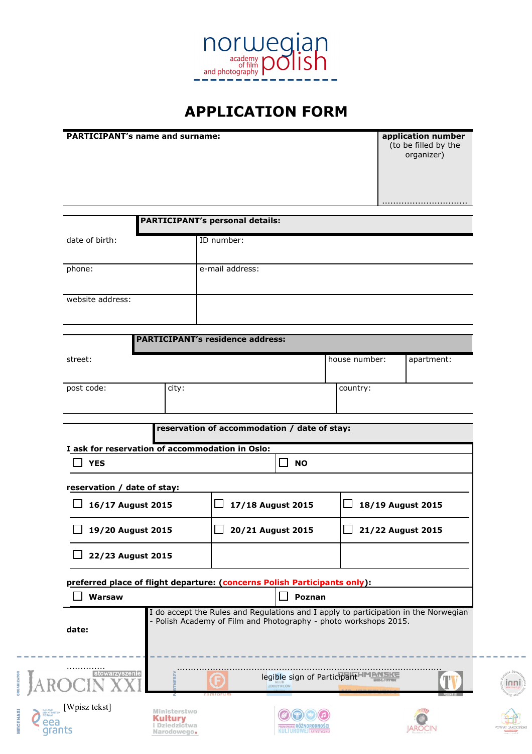norwegian academy of film and photography polish

# APPLICATION FORM

| **PARTICIPANT's name and surname:** | **application number** (to be filled by the organizer) ............................... |
|---|---|

**PARTICIPANT's personal details:**

| date of birth: | ID number: |
|---|---|
| phone: | e-mail address: |
| website address: | |

**PARTICIPANT's residence address:**

| street: | house number: | apartment: |
|---|---|---|
| post code: | city: | country: |

**reservation of accommodation / date of stay:**

**I ask for reservation of accommodation in Oslo:**

| ☐ **YES** | ☐ **NO** |
|---|---|

**reservation / date of stay:**

| ☐ **16/17 August 2015** | ☐ **17/18 August 2015** | ☐ **18/19 August 2015** |
|---|---|---|
| ☐ **19/20 August 2015** | ☐ **20/21 August 2015** | ☐ **21/22 August 2015** |
| ☐ **22/23 August 2015** | | |

**preferred place of flight departure: (concerns Polish Participants only):**

| ☐ **Warsaw** | ☐ **Poznan** |
|---|---|

| **date:** .............. | I do accept the Rules and Regulations and I apply to participation in the Norwegian - Polish Academy of Film and Photography - photo workshops 2015. ............................................................................................ legible sign of Participant |
|---|---|

[Wpisz tekst]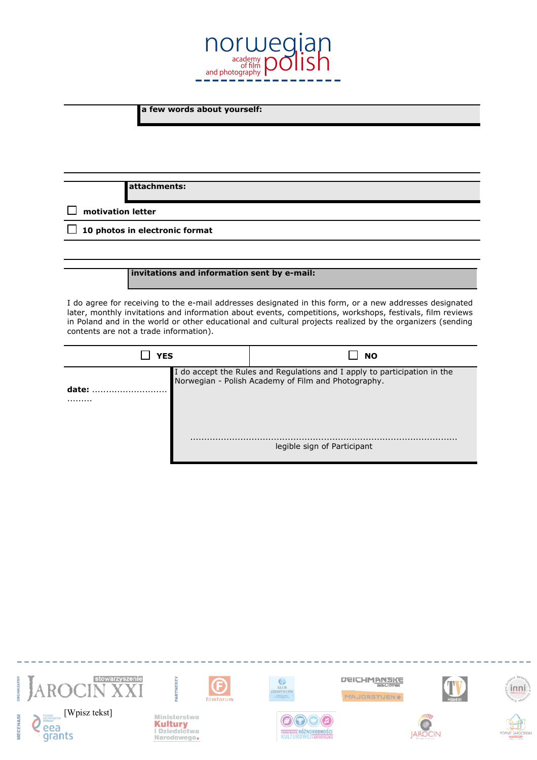# norwegian polish academy of film and photography

**a few words about yourself:**

**attachments:**

- ☐ **motivation letter**
- ☐ **10 photos in electronic format**

**invitations and information sent by e-mail:**

I do agree for receiving to the e-mail addresses designated in this form, or a new addresses designated later, monthly invitations and information about events, competitions, workshops, festivals, film reviews in Poland and in the world or other educational and cultural projects realized by the organizers (sending contents are not a trade information).

| ☐ **YES** | ☐ **NO** |
|---|---|

**date:** ..................................

I do accept the Rules and Regulations and I apply to participation in the Norwegian - Polish Academy of Film and Photography.

..............................................................................................

legible sign of Participant

ORGANIZATOR: stowarzyszenie JAROCIN XXI

PARTNERZY: filmforum, KLUB ZDOBYWCÓW, DEICHMANSKE BIBLIOTEK MAJORSTUEN, TV, inni

MECENASI: eea grants, Ministerstwo Kultury i Dziedzictwa Narodowego, PROMOWANIE RÓŻNORODNOŚCI KULTUROWEJ I ARTYSTYCZNEJ, JAROCIN, POWIAT JAROCIŃSKI

[Wpisz tekst]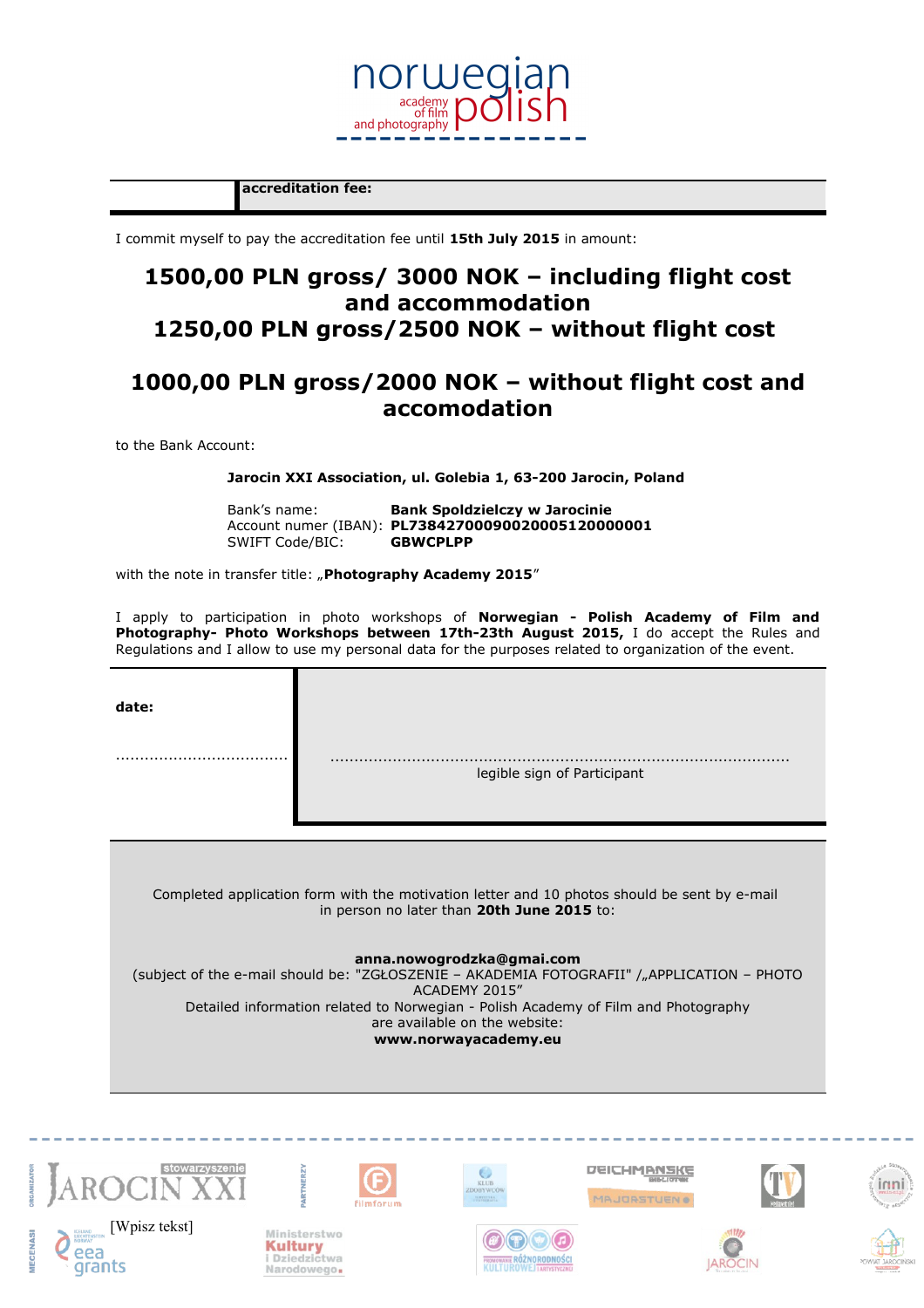norwegian academy of film and photography polish

**accreditation fee:**

I commit myself to pay the accreditation fee until **15th July 2015** in amount:

## 1500,00 PLN gross/ 3000 NOK – including flight cost and accommodation
## 1250,00 PLN gross/2500 NOK – without flight cost

## 1000,00 PLN gross/2000 NOK – without flight cost and accomodation

to the Bank Account:

**Jarocin XXI Association, ul. Golebia 1, 63-200 Jarocin, Poland**

Bank's name: **Bank Spoldzielczy w Jarocinie**
Account numer (IBAN): **PL73842700090020005120000001**
SWIFT Code/BIC: **GBWCPLPP**

with the note in transfer title: „**Photography Academy 2015**"

I apply to participation in photo workshops of **Norwegian - Polish Academy of Film and Photography- Photo Workshops between 17th-23th August 2015,** I do accept the Rules and Regulations and I allow to use my personal data for the purposes related to organization of the event.

| | |
|---|---|
| **date:** ................................... | ............................................................................................... legible sign of Participant |

Completed application form with the motivation letter and 10 photos should be sent by e-mail in person no later than **20th June 2015** to:

**anna.nowogrodzka@gmai.com**
(subject of the e-mail should be: "ZGŁOSZENIE – AKADEMIA FOTOGRAFII" /„APPLICATION – PHOTO ACADEMY 2015"
Detailed information related to Norwegian - Polish Academy of Film and Photography are available on the website:
**www.norwayacademy.eu**

[Wpisz tekst]